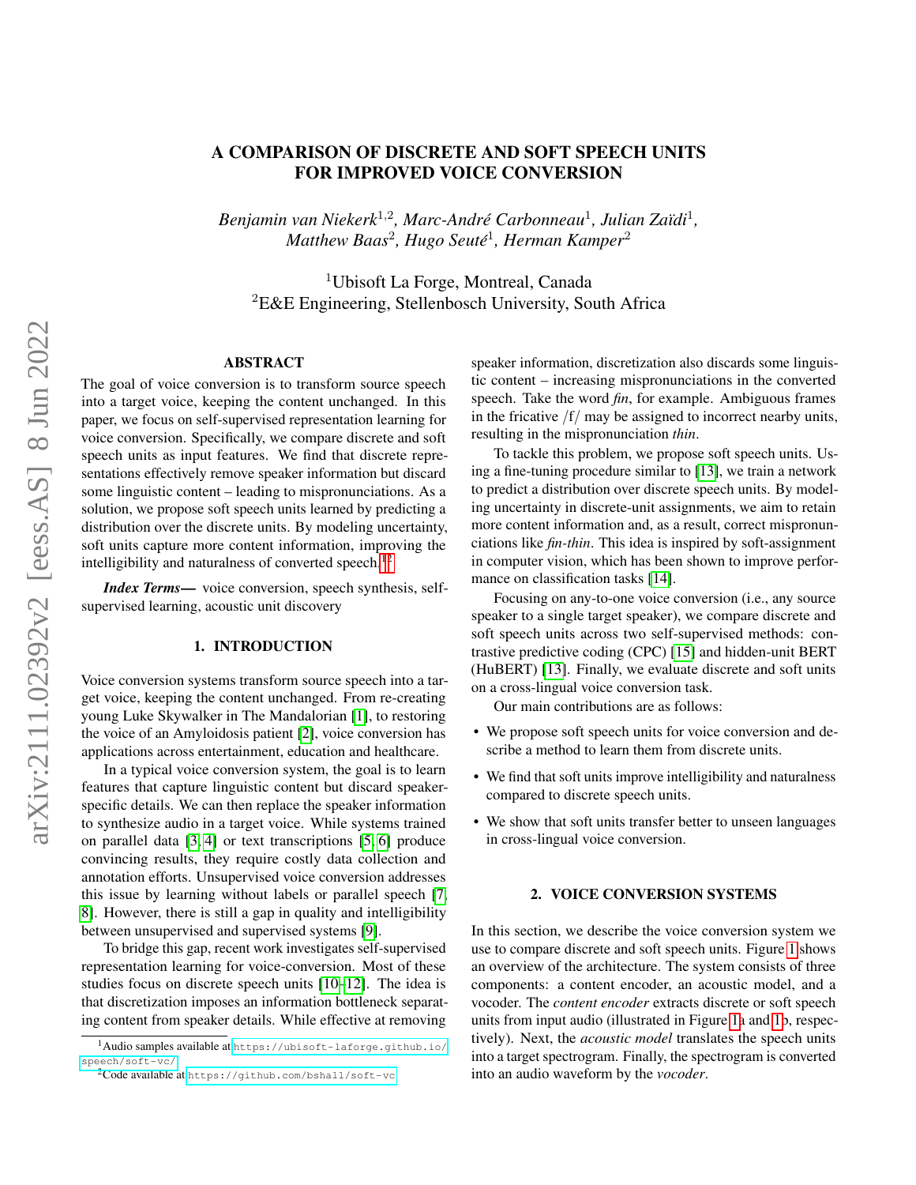# A COMPARISON OF DISCRETE AND SOFT SPEECH UNITS FOR IMPROVED VOICE CONVERSION

*Benjamin van Niekerk*[1,2], *Marc-André Carbonneau*[1], *Julian Zaïdi*[1], *Matthew Baas*[2], *Hugo Seuté*[1], *Herman Kamper*[2]

[1]Ubisoft La Forge, Montreal, Canada
[2]E&E Engineering, Stellenbosch University, South Africa

## ABSTRACT

The goal of voice conversion is to transform source speech into a target voice, keeping the content unchanged. In this paper, we focus on self-supervised representation learning for voice conversion. Specifically, we compare discrete and soft speech units as input features. We find that discrete representations effectively remove speaker information but discard some linguistic content – leading to mispronunciations. As a solution, we propose soft speech units learned by predicting a distribution over the discrete units. By modeling uncertainty, soft units capture more content information, improving the intelligibility and naturalness of converted speech.[1][2]

***Index Terms*—** voice conversion, speech synthesis, self-supervised learning, acoustic unit discovery

## 1. INTRODUCTION

Voice conversion systems transform source speech into a target voice, keeping the content unchanged. From re-creating young Luke Skywalker in The Mandalorian [1], to restoring the voice of an Amyloidosis patient [2], voice conversion has applications across entertainment, education and healthcare.

In a typical voice conversion system, the goal is to learn features that capture linguistic content but discard speaker-specific details. We can then replace the speaker information to synthesize audio in a target voice. While systems trained on parallel data [3, 4] or text transcriptions [5, 6] produce convincing results, they require costly data collection and annotation efforts. Unsupervised voice conversion addresses this issue by learning without labels or parallel speech [7, 8]. However, there is still a gap in quality and intelligibility between unsupervised and supervised systems [9].

To bridge this gap, recent work investigates self-supervised representation learning for voice-conversion. Most of these studies focus on discrete speech units [10–12]. The idea is that discretization imposes an information bottleneck separating content from speaker details. While effective at removing speaker information, discretization also discards some linguistic content – increasing mispronunciations in the converted speech. Take the word *fin*, for example. Ambiguous frames in the fricative /f/ may be assigned to incorrect nearby units, resulting in the mispronunciation *thin*.

To tackle this problem, we propose soft speech units. Using a fine-tuning procedure similar to [13], we train a network to predict a distribution over discrete speech units. By modeling uncertainty in discrete-unit assignments, we aim to retain more content information and, as a result, correct mispronunciations like *fin-thin*. This idea is inspired by soft-assignment in computer vision, which has been shown to improve performance on classification tasks [14].

Focusing on any-to-one voice conversion (i.e., any source speaker to a single target speaker), we compare discrete and soft speech units across two self-supervised methods: contrastive predictive coding (CPC) [15] and hidden-unit BERT (HuBERT) [13]. Finally, we evaluate discrete and soft units on a cross-lingual voice conversion task.

Our main contributions are as follows:

- We propose soft speech units for voice conversion and describe a method to learn them from discrete units.
- We find that soft units improve intelligibility and naturalness compared to discrete speech units.
- We show that soft units transfer better to unseen languages in cross-lingual voice conversion.

## 2. VOICE CONVERSION SYSTEMS

In this section, we describe the voice conversion system we use to compare discrete and soft speech units. Figure 1 shows an overview of the architecture. The system consists of three components: a content encoder, an acoustic model, and a vocoder. The *content encoder* extracts discrete or soft speech units from input audio (illustrated in Figure 1a and 1b, respectively). Next, the *acoustic model* translates the speech units into a target spectrogram. Finally, the spectrogram is converted into an audio waveform by the *vocoder*.

[1]Audio samples available at https://ubisoft-laforge.github.io/speech/soft-vc/

[2]Code available at https://github.com/bshall/soft-vc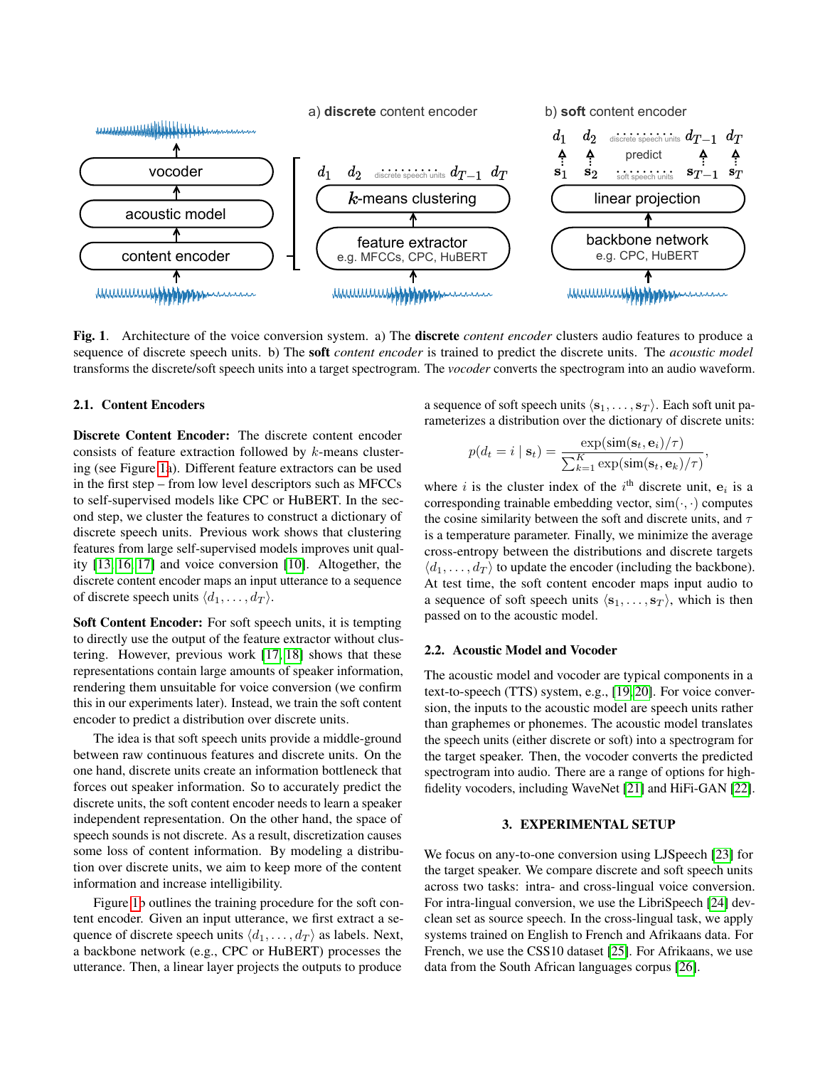**Fig. 1**. Architecture of the voice conversion system. a) The **discrete** *content encoder* clusters audio features to produce a sequence of discrete speech units. b) The **soft** *content encoder* is trained to predict the discrete units. The *acoustic model* transforms the discrete/soft speech units into a target spectrogram. The *vocoder* converts the spectrogram into an audio waveform.

### 2.1. Content Encoders

**Discrete Content Encoder:** The discrete content encoder consists of feature extraction followed by $k$-means clustering (see Figure 1a). Different feature extractors can be used in the first step – from low level descriptors such as MFCCs to self-supervised models like CPC or HuBERT. In the second step, we cluster the features to construct a dictionary of discrete speech units. Previous work shows that clustering features from large self-supervised models improves unit quality [13, 16, 17] and voice conversion [10]. Altogether, the discrete content encoder maps an input utterance to a sequence of discrete speech units $\langle d_1, \ldots, d_T \rangle$.

**Soft Content Encoder:** For soft speech units, it is tempting to directly use the output of the feature extractor without clustering. However, previous work [17, 18] shows that these representations contain large amounts of speaker information, rendering them unsuitable for voice conversion (we confirm this in our experiments later). Instead, we train the soft content encoder to predict a distribution over discrete units.

The idea is that soft speech units provide a middle-ground between raw continuous features and discrete units. On the one hand, discrete units create an information bottleneck that forces out speaker information. So to accurately predict the discrete units, the soft content encoder needs to learn a speaker independent representation. On the other hand, the space of speech sounds is not discrete. As a result, discretization causes some loss of content information. By modeling a distribution over discrete units, we aim to keep more of the content information and increase intelligibility.

Figure 1b outlines the training procedure for the soft content encoder. Given an input utterance, we first extract a sequence of discrete speech units $\langle d_1, \ldots, d_T \rangle$ as labels. Next, a backbone network (e.g., CPC or HuBERT) processes the utterance. Then, a linear layer projects the outputs to produce a sequence of soft speech units $\langle \mathbf{s}_1, \ldots, \mathbf{s}_T \rangle$. Each soft unit parameterizes a distribution over the dictionary of discrete units:

$$p(d_t = i \mid \mathbf{s}_t) = \frac{\exp(\text{sim}(\mathbf{s}_t, \mathbf{e}_i)/\tau)}{\sum_{k=1}^{K} \exp(\text{sim}(\mathbf{s}_t, \mathbf{e}_k)/\tau)},$$

where $i$ is the cluster index of the $i^{\text{th}}$ discrete unit, $\mathbf{e}_i$ is a corresponding trainable embedding vector, $\text{sim}(\cdot, \cdot)$ computes the cosine similarity between the soft and discrete units, and $\tau$ is a temperature parameter. Finally, we minimize the average cross-entropy between the distributions and discrete targets $\langle d_1, \ldots, d_T \rangle$ to update the encoder (including the backbone). At test time, the soft content encoder maps input audio to a sequence of soft speech units $\langle \mathbf{s}_1, \ldots, \mathbf{s}_T \rangle$, which is then passed on to the acoustic model.

### 2.2. Acoustic Model and Vocoder

The acoustic model and vocoder are typical components in a text-to-speech (TTS) system, e.g., [19, 20]. For voice conversion, the inputs to the acoustic model are speech units rather than graphemes or phonemes. The acoustic model translates the speech units (either discrete or soft) into a spectrogram for the target speaker. Then, the vocoder converts the predicted spectrogram into audio. There are a range of options for high-fidelity vocoders, including WaveNet [21] and HiFi-GAN [22].

## 3. EXPERIMENTAL SETUP

We focus on any-to-one conversion using LJSpeech [23] for the target speaker. We compare discrete and soft speech units across two tasks: intra- and cross-lingual voice conversion. For intra-lingual conversion, we use the LibriSpeech [24] dev-clean set as source speech. In the cross-lingual task, we apply systems trained on English to French and Afrikaans data. For French, we use the CSS10 dataset [25]. For Afrikaans, we use data from the South African languages corpus [26].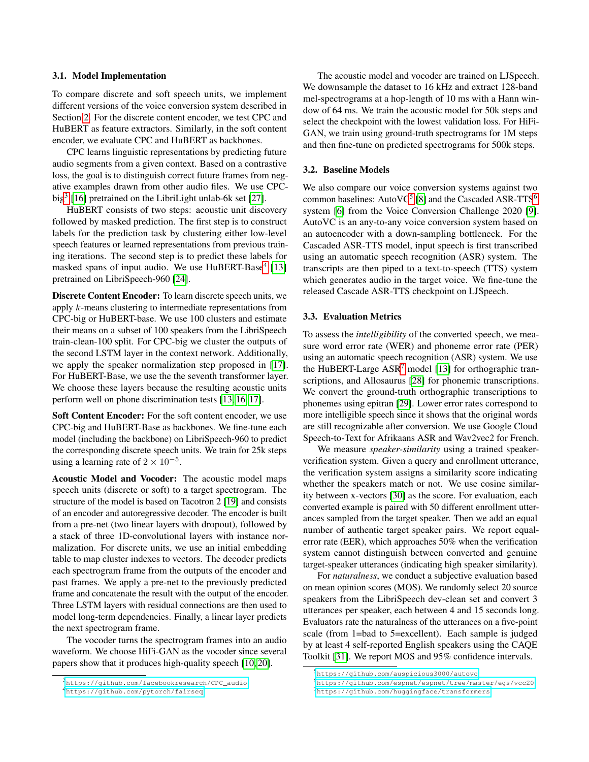### 3.1. Model Implementation

To compare discrete and soft speech units, we implement different versions of the voice conversion system described in Section 2. For the discrete content encoder, we test CPC and HuBERT as feature extractors. Similarly, in the soft content encoder, we evaluate CPC and HuBERT as backbones.

CPC learns linguistic representations by predicting future audio segments from a given context. Based on a contrastive loss, the goal is to distinguish correct future frames from negative examples drawn from other audio files. We use CPC-big[3] [16] pretrained on the LibriLight unlab-6k set [27].

HuBERT consists of two steps: acoustic unit discovery followed by masked prediction. The first step is to construct labels for the prediction task by clustering either low-level speech features or learned representations from previous training iterations. The second step is to predict these labels for masked spans of input audio. We use HuBERT-Base[4] [13] pretrained on LibriSpeech-960 [24].

**Discrete Content Encoder:** To learn discrete speech units, we apply $k$-means clustering to intermediate representations from CPC-big or HuBERT-base. We use 100 clusters and estimate their means on a subset of 100 speakers from the LibriSpeech train-clean-100 split. For CPC-big we cluster the outputs of the second LSTM layer in the context network. Additionally, we apply the speaker normalization step proposed in [17]. For HuBERT-Base, we use the the seventh transformer layer. We choose these layers because the resulting acoustic units perform well on phone discrimination tests [13, 16, 17].

**Soft Content Encoder:** For the soft content encoder, we use CPC-big and HuBERT-Base as backbones. We fine-tune each model (including the backbone) on LibriSpeech-960 to predict the corresponding discrete speech units. We train for 25k steps using a learning rate of $2 \times 10^{-5}$.

**Acoustic Model and Vocoder:** The acoustic model maps speech units (discrete or soft) to a target spectrogram. The structure of the model is based on Tacotron 2 [19] and consists of an encoder and autoregressive decoder. The encoder is built from a pre-net (two linear layers with dropout), followed by a stack of three 1D-convolutional layers with instance normalization. For discrete units, we use an initial embedding table to map cluster indexes to vectors. The decoder predicts each spectrogram frame from the outputs of the encoder and past frames. We apply a pre-net to the previously predicted frame and concatenate the result with the output of the encoder. Three LSTM layers with residual connections are then used to model long-term dependencies. Finally, a linear layer predicts the next spectrogram frame.

The vocoder turns the spectrogram frames into an audio waveform. We choose HiFi-GAN as the vocoder since several papers show that it produces high-quality speech [10, 20].

The acoustic model and vocoder are trained on LJSpeech. We downsample the dataset to 16 kHz and extract 128-band mel-spectrograms at a hop-length of 10 ms with a Hann window of 64 ms. We train the acoustic model for 50k steps and select the checkpoint with the lowest validation loss. For HiFi-GAN, we train using ground-truth spectrograms for 1M steps and then fine-tune on predicted spectrograms for 500k steps.

### 3.2. Baseline Models

We also compare our voice conversion systems against two common baselines: AutoVC[5] [8] and the Cascaded ASR-TTS[6] system [6] from the Voice Conversion Challenge 2020 [9]. AutoVC is an any-to-any voice conversion system based on an autoencoder with a down-sampling bottleneck. For the Cascaded ASR-TTS model, input speech is first transcribed using an automatic speech recognition (ASR) system. The transcripts are then piped to a text-to-speech (TTS) system which generates audio in the target voice. We fine-tune the released Cascade ASR-TTS checkpoint on LJSpeech.

### 3.3. Evaluation Metrics

To assess the *intelligibility* of the converted speech, we measure word error rate (WER) and phoneme error rate (PER) using an automatic speech recognition (ASR) system. We use the HuBERT-Large ASR[7] model [13] for orthographic transcriptions, and Allosaurus [28] for phonemic transcriptions. We convert the ground-truth orthographic transcriptions to phonemes using epitran [29]. Lower error rates correspond to more intelligible speech since it shows that the original words are still recognizable after conversion. We use Google Cloud Speech-to-Text for Afrikaans ASR and Wav2vec2 for French.

We measure *speaker-similarity* using a trained speaker-verification system. Given a query and enrollment utterance, the verification system assigns a similarity score indicating whether the speakers match or not. We use cosine similarity between x-vectors [30] as the score. For evaluation, each converted example is paired with 50 different enrollment utterances sampled from the target speaker. Then we add an equal number of authentic target speaker pairs. We report equal-error rate (EER), which approaches 50% when the verification system cannot distinguish between converted and genuine target-speaker utterances (indicating high speaker similarity).

For *naturalness*, we conduct a subjective evaluation based on mean opinion scores (MOS). We randomly select 20 source speakers from the LibriSpeech dev-clean set and convert 3 utterances per speaker, each between 4 and 15 seconds long. Evaluators rate the naturalness of the utterances on a five-point scale (from 1=bad to 5=excellent). Each sample is judged by at least 4 self-reported English speakers using the CAQE Toolkit [31]. We report MOS and 95% confidence intervals.

[3] https://github.com/facebookresearch/CPC_audio

[4] https://github.com/pytorch/fairseq

[5] https://github.com/auspicious3000/autovc

[6] https://github.com/espnet/espnet/tree/master/egs/vcc20

[7] https://github.com/huggingface/transformers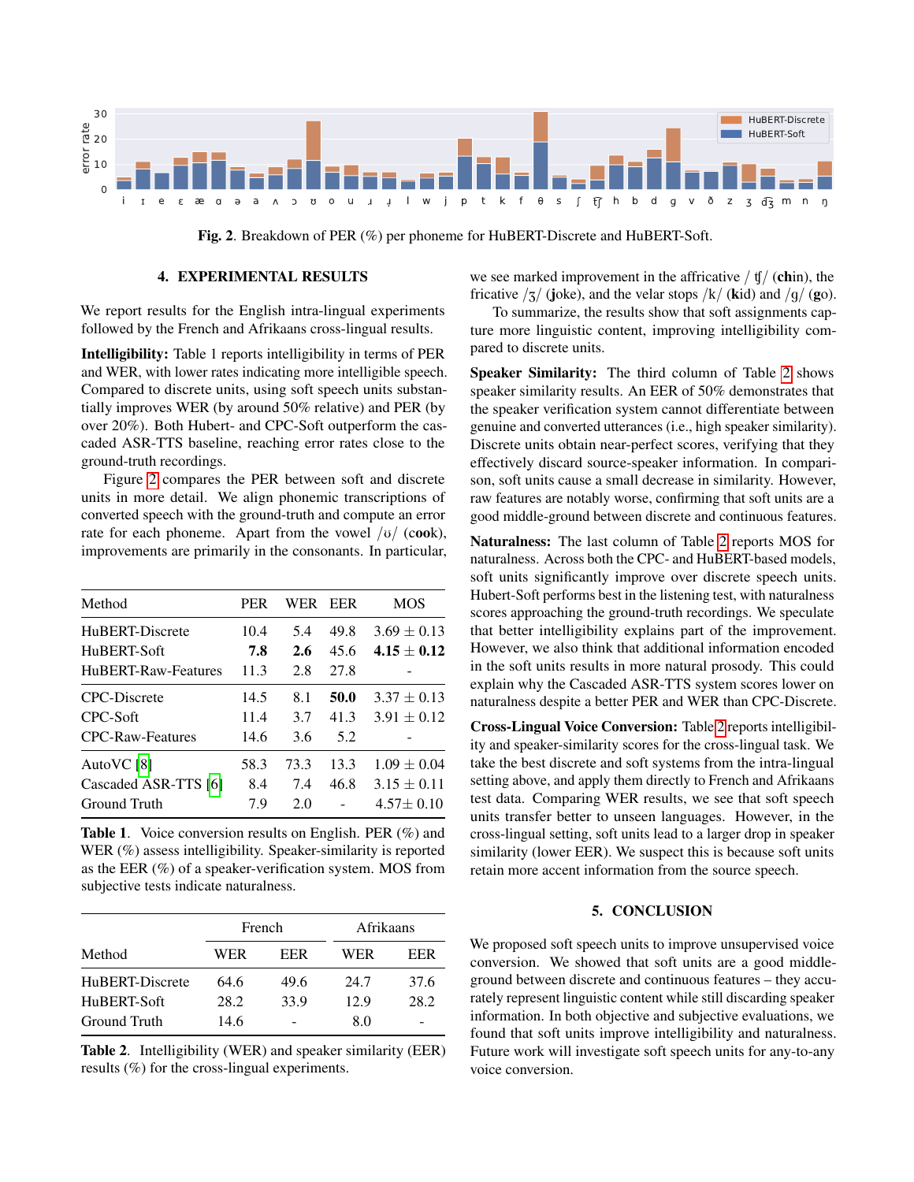Fig. 2. Breakdown of PER (%) per phoneme for HuBERT-Discrete and HuBERT-Soft.

## 4. EXPERIMENTAL RESULTS

We report results for the English intra-lingual experiments followed by the French and Afrikaans cross-lingual results.

**Intelligibility:** Table 1 reports intelligibility in terms of PER and WER, with lower rates indicating more intelligible speech. Compared to discrete units, using soft speech units substantially improves WER (by around 50% relative) and PER (by over 20%). Both Hubert- and CPC-Soft outperform the cascaded ASR-TTS baseline, reaching error rates close to the ground-truth recordings.

Figure 2 compares the PER between soft and discrete units in more detail. We align phonemic transcriptions of converted speech with the ground-truth and compute an error rate for each phoneme. Apart from the vowel /ʊ/ (c**oo**k), improvements are primarily in the consonants. In particular, we see marked improvement in the affricative /ʧ/ (**ch**in), the fricative /ʒ/ (**j**oke), and the velar stops /k/ (**k**id) and /g/ (**g**o).

To summarize, the results show that soft assignments capture more linguistic content, improving intelligibility compared to discrete units.

| Method | PER | WER | EER | MOS |
|---|---|---|---|---|
| HuBERT-Discrete | 10.4 | 5.4 | 49.8 | 3.69 ± 0.13 |
| HuBERT-Soft | **7.8** | **2.6** | 45.6 | **4.15 ± 0.12** |
| HuBERT-Raw-Features | 11.3 | 2.8 | 27.8 | - |
| CPC-Discrete | 14.5 | 8.1 | **50.0** | 3.37 ± 0.13 |
| CPC-Soft | 11.4 | 3.7 | 41.3 | 3.91 ± 0.12 |
| CPC-Raw-Features | 14.6 | 3.6 | 5.2 | - |
| AutoVC [8] | 58.3 | 73.3 | 13.3 | 1.09 ± 0.04 |
| Cascaded ASR-TTS [6] | 8.4 | 7.4 | 46.8 | 3.15 ± 0.11 |
| Ground Truth | 7.9 | 2.0 | - | 4.57± 0.10 |

**Table 1**. Voice conversion results on English. PER (%) and WER (%) assess intelligibility. Speaker-similarity is reported as the EER (%) of a speaker-verification system. MOS from subjective tests indicate naturalness.

| | French | | Afrikaans | |
|---|---|---|---|---|
| Method | WER | EER | WER | EER |
| HuBERT-Discrete | 64.6 | 49.6 | 24.7 | 37.6 |
| HuBERT-Soft | 28.2 | 33.9 | 12.9 | 28.2 |
| Ground Truth | 14.6 | - | 8.0 | - |

**Table 2**. Intelligibility (WER) and speaker similarity (EER) results (%) for the cross-lingual experiments.

**Speaker Similarity:** The third column of Table 2 shows speaker similarity results. An EER of 50% demonstrates that the speaker verification system cannot differentiate between genuine and converted utterances (i.e., high speaker similarity). Discrete units obtain near-perfect scores, verifying that they effectively discard source-speaker information. In comparison, soft units cause a small decrease in similarity. However, raw features are notably worse, confirming that soft units are a good middle-ground between discrete and continuous features.

**Naturalness:** The last column of Table 2 reports MOS for naturalness. Across both the CPC- and HuBERT-based models, soft units significantly improve over discrete speech units. Hubert-Soft performs best in the listening test, with naturalness scores approaching the ground-truth recordings. We speculate that better intelligibility explains part of the improvement. However, we also think that additional information encoded in the soft units results in more natural prosody. This could explain why the Cascaded ASR-TTS system scores lower on naturalness despite a better PER and WER than CPC-Discrete.

**Cross-Lingual Voice Conversion:** Table 2 reports intelligibility and speaker-similarity scores for the cross-lingual task. We take the best discrete and soft systems from the intra-lingual setting above, and apply them directly to French and Afrikaans test data. Comparing WER results, we see that soft speech units transfer better to unseen languages. However, in the cross-lingual setting, soft units lead to a larger drop in speaker similarity (lower EER). We suspect this is because soft units retain more accent information from the source speech.

## 5. CONCLUSION

We proposed soft speech units to improve unsupervised voice conversion. We showed that soft units are a good middle-ground between discrete and continuous features – they accurately represent linguistic content while still discarding speaker information. In both objective and subjective evaluations, we found that soft units improve intelligibility and naturalness. Future work will investigate soft speech units for any-to-any voice conversion.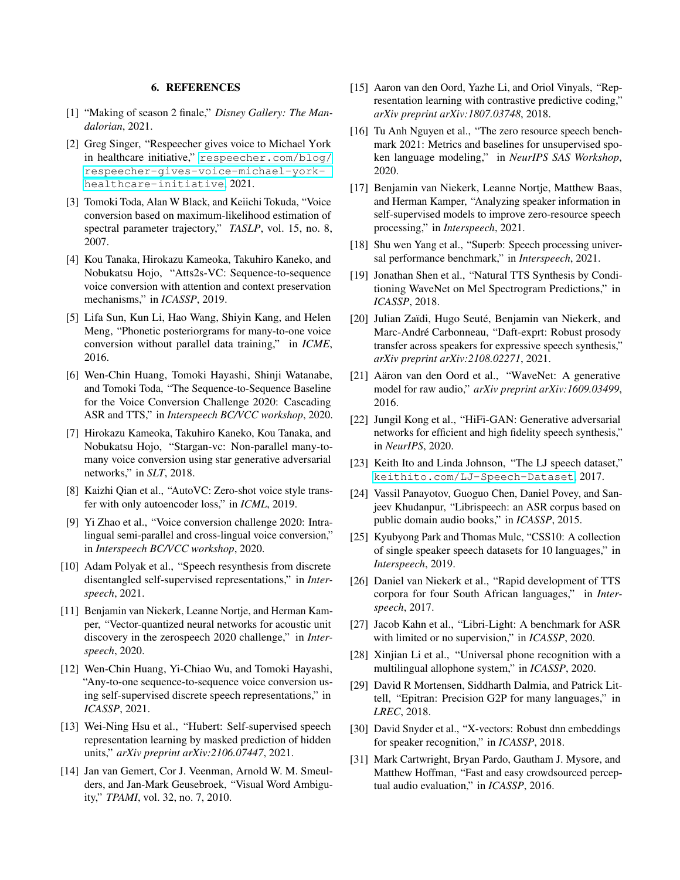## 6. REFERENCES

[1] "Making of season 2 finale," *Disney Gallery: The Mandalorian*, 2021.

[2] Greg Singer, "Respeecher gives voice to Michael York in healthcare initiative," respeecher.com/blog/respeecher-gives-voice-michael-york-healthcare-initiative, 2021.

[3] Tomoki Toda, Alan W Black, and Keiichi Tokuda, "Voice conversion based on maximum-likelihood estimation of spectral parameter trajectory," *TASLP*, vol. 15, no. 8, 2007.

[4] Kou Tanaka, Hirokazu Kameoka, Takuhiro Kaneko, and Nobukatsu Hojo, "Atts2s-VC: Sequence-to-sequence voice conversion with attention and context preservation mechanisms," in *ICASSP*, 2019.

[5] Lifa Sun, Kun Li, Hao Wang, Shiyin Kang, and Helen Meng, "Phonetic posteriorgrams for many-to-one voice conversion without parallel data training," in *ICME*, 2016.

[6] Wen-Chin Huang, Tomoki Hayashi, Shinji Watanabe, and Tomoki Toda, "The Sequence-to-Sequence Baseline for the Voice Conversion Challenge 2020: Cascading ASR and TTS," in *Interspeech BC/VCC workshop*, 2020.

[7] Hirokazu Kameoka, Takuhiro Kaneko, Kou Tanaka, and Nobukatsu Hojo, "Stargan-vc: Non-parallel many-to-many voice conversion using star generative adversarial networks," in *SLT*, 2018.

[8] Kaizhi Qian et al., "AutoVC: Zero-shot voice style transfer with only autoencoder loss," in *ICML*, 2019.

[9] Yi Zhao et al., "Voice conversion challenge 2020: Intra-lingual semi-parallel and cross-lingual voice conversion," in *Interspeech BC/VCC workshop*, 2020.

[10] Adam Polyak et al., "Speech resynthesis from discrete disentangled self-supervised representations," in *Interspeech*, 2021.

[11] Benjamin van Niekerk, Leanne Nortje, and Herman Kamper, "Vector-quantized neural networks for acoustic unit discovery in the zerospeech 2020 challenge," in *Interspeech*, 2020.

[12] Wen-Chin Huang, Yi-Chiao Wu, and Tomoki Hayashi, "Any-to-one sequence-to-sequence voice conversion using self-supervised discrete speech representations," in *ICASSP*, 2021.

[13] Wei-Ning Hsu et al., "Hubert: Self-supervised speech representation learning by masked prediction of hidden units," *arXiv preprint arXiv:2106.07447*, 2021.

[14] Jan van Gemert, Cor J. Veenman, Arnold W. M. Smeulders, and Jan-Mark Geusebroek, "Visual Word Ambiguity," *TPAMI*, vol. 32, no. 7, 2010.

[15] Aaron van den Oord, Yazhe Li, and Oriol Vinyals, "Representation learning with contrastive predictive coding," *arXiv preprint arXiv:1807.03748*, 2018.

[16] Tu Anh Nguyen et al., "The zero resource speech benchmark 2021: Metrics and baselines for unsupervised spoken language modeling," in *NeurIPS SAS Workshop*, 2020.

[17] Benjamin van Niekerk, Leanne Nortje, Matthew Baas, and Herman Kamper, "Analyzing speaker information in self-supervised models to improve zero-resource speech processing," in *Interspeech*, 2021.

[18] Shu wen Yang et al., "Superb: Speech processing universal performance benchmark," in *Interspeech*, 2021.

[19] Jonathan Shen et al., "Natural TTS Synthesis by Conditioning WaveNet on Mel Spectrogram Predictions," in *ICASSP*, 2018.

[20] Julian Zaïdi, Hugo Seuté, Benjamin van Niekerk, and Marc-André Carbonneau, "Daft-exprt: Robust prosody transfer across speakers for expressive speech synthesis," *arXiv preprint arXiv:2108.02271*, 2021.

[21] Äaron van den Oord et al., "WaveNet: A generative model for raw audio," *arXiv preprint arXiv:1609.03499*, 2016.

[22] Jungil Kong et al., "HiFi-GAN: Generative adversarial networks for efficient and high fidelity speech synthesis," in *NeurIPS*, 2020.

[23] Keith Ito and Linda Johnson, "The LJ speech dataset," keithito.com/LJ-Speech-Dataset, 2017.

[24] Vassil Panayotov, Guoguo Chen, Daniel Povey, and Sanjeev Khudanpur, "Librispeech: an ASR corpus based on public domain audio books," in *ICASSP*, 2015.

[25] Kyubyong Park and Thomas Mulc, "CSS10: A collection of single speaker speech datasets for 10 languages," in *Interspeech*, 2019.

[26] Daniel van Niekerk et al., "Rapid development of TTS corpora for four South African languages," in *Interspeech*, 2017.

[27] Jacob Kahn et al., "Libri-Light: A benchmark for ASR with limited or no supervision," in *ICASSP*, 2020.

[28] Xinjian Li et al., "Universal phone recognition with a multilingual allophone system," in *ICASSP*, 2020.

[29] David R Mortensen, Siddharth Dalmia, and Patrick Littell, "Epitran: Precision G2P for many languages," in *LREC*, 2018.

[30] David Snyder et al., "X-vectors: Robust dnn embeddings for speaker recognition," in *ICASSP*, 2018.

[31] Mark Cartwright, Bryan Pardo, Gautham J. Mysore, and Matthew Hoffman, "Fast and easy crowdsourced perceptual audio evaluation," in *ICASSP*, 2016.